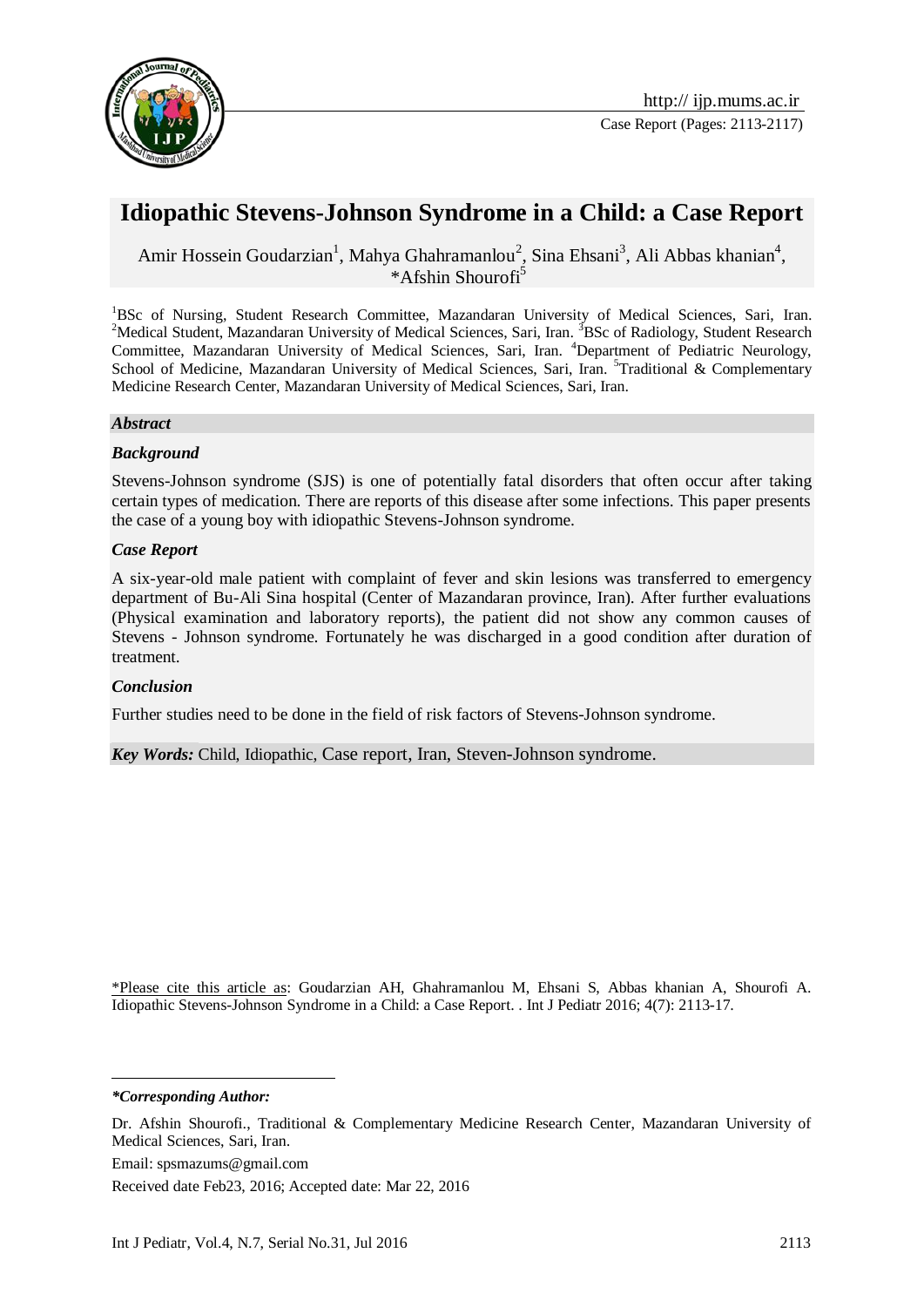# Idiopathic Stevens-Johnson Syndrome in a Child: a Case Report

Amir Hossein Goudarzian[1], Mahya Ghahramanlou[2], Sina Ehsani[3], Ali Abbas khanian[4], *Afshin Shourofi[5]

[1]BSc of Nursing, Student Research Committee, Mazandaran University of Medical Sciences, Sari, Iran. [2]Medical Student, Mazandaran University of Medical Sciences, Sari, Iran. [3]BSc of Radiology, Student Research Committee, Mazandaran University of Medical Sciences, Sari, Iran. [4]Department of Pediatric Neurology, School of Medicine, Mazandaran University of Medical Sciences, Sari, Iran. [5]Traditional & Complementary Medicine Research Center, Mazandaran University of Medical Sciences, Sari, Iran.

## *Abstract*

### *Background*

Stevens-Johnson syndrome (SJS) is one of potentially fatal disorders that often occur after taking certain types of medication. There are reports of this disease after some infections. This paper presents the case of a young boy with idiopathic Stevens-Johnson syndrome.

### *Case Report*

A six-year-old male patient with complaint of fever and skin lesions was transferred to emergency department of Bu-Ali Sina hospital (Center of Mazandaran province, Iran). After further evaluations (Physical examination and laboratory reports), the patient did not show any common causes of Stevens - Johnson syndrome. Fortunately he was discharged in a good condition after duration of treatment.

### *Conclusion*

Further studies need to be done in the field of risk factors of Stevens-Johnson syndrome.

***Key Words:*** Child, Idiopathic, Case report, Iran, Steven-Johnson syndrome.

*Please cite this article as: Goudarzian AH, Ghahramanlou M, Ehsani S, Abbas khanian A, Shourofi A. Idiopathic Stevens-Johnson Syndrome in a Child: a Case Report. . Int J Pediatr 2016; 4(7): 2113-17.

***\*Corresponding Author:***

Dr. Afshin Shourofi., Traditional & Complementary Medicine Research Center, Mazandaran University of Medical Sciences, Sari, Iran.

Email: spsmazums@gmail.com

Received date Feb23, 2016; Accepted date: Mar 22, 2016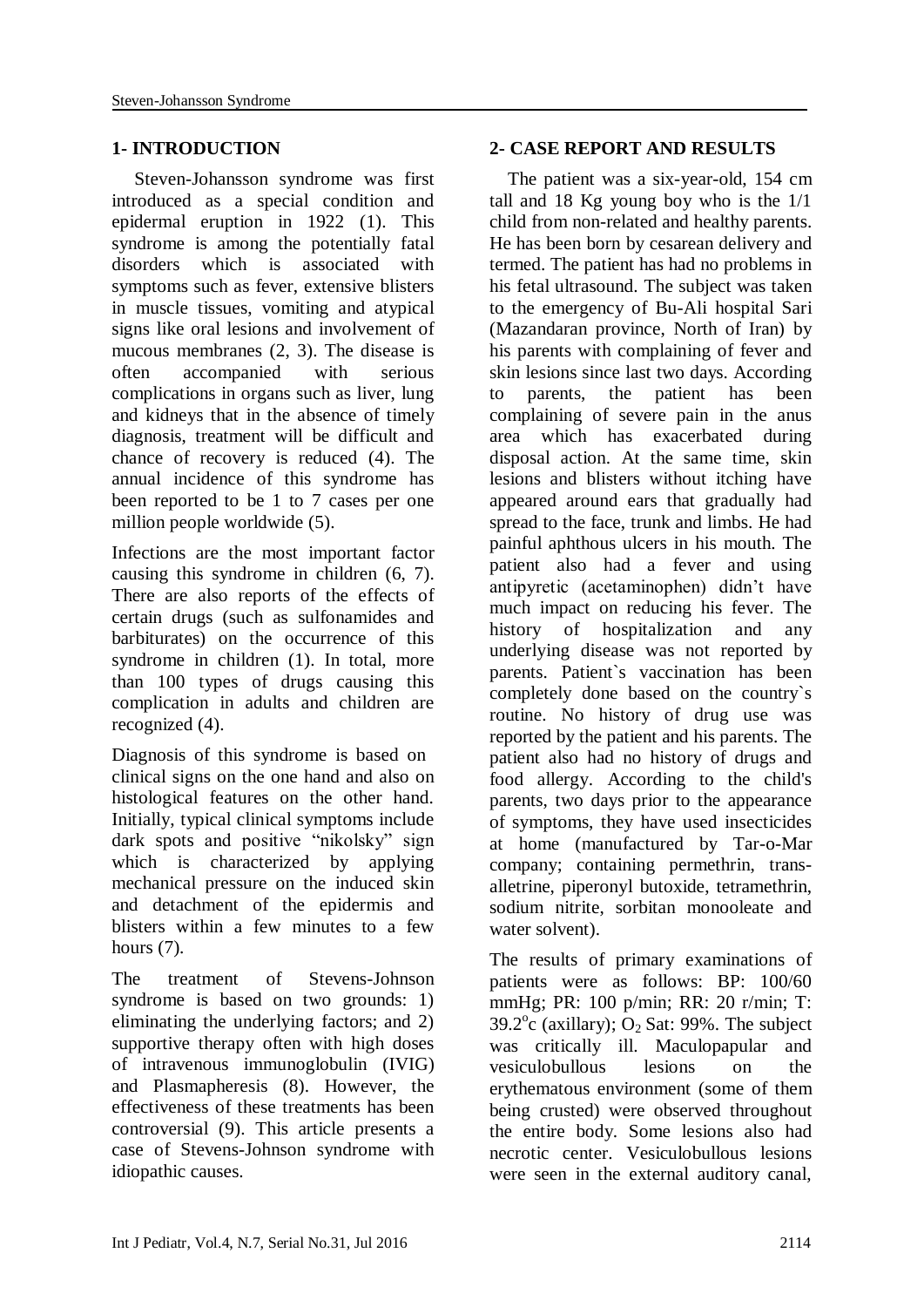## 1- INTRODUCTION

Steven-Johansson syndrome was first introduced as a special condition and epidermal eruption in 1922 (1). This syndrome is among the potentially fatal disorders which is associated with symptoms such as fever, extensive blisters in muscle tissues, vomiting and atypical signs like oral lesions and involvement of mucous membranes (2, 3). The disease is often accompanied with serious complications in organs such as liver, lung and kidneys that in the absence of timely diagnosis, treatment will be difficult and chance of recovery is reduced (4). The annual incidence of this syndrome has been reported to be 1 to 7 cases per one million people worldwide (5).

Infections are the most important factor causing this syndrome in children (6, 7). There are also reports of the effects of certain drugs (such as sulfonamides and barbiturates) on the occurrence of this syndrome in children (1). In total, more than 100 types of drugs causing this complication in adults and children are recognized (4).

Diagnosis of this syndrome is based on clinical signs on the one hand and also on histological features on the other hand. Initially, typical clinical symptoms include dark spots and positive "nikolsky" sign which is characterized by applying mechanical pressure on the induced skin and detachment of the epidermis and blisters within a few minutes to a few hours (7).

The treatment of Stevens-Johnson syndrome is based on two grounds: 1) eliminating the underlying factors; and 2) supportive therapy often with high doses of intravenous immunoglobulin (IVIG) and Plasmapheresis (8). However, the effectiveness of these treatments has been controversial (9). This article presents a case of Stevens-Johnson syndrome with idiopathic causes.

## 2- CASE REPORT AND RESULTS

The patient was a six-year-old, 154 cm tall and 18 Kg young boy who is the 1/1 child from non-related and healthy parents. He has been born by cesarean delivery and termed. The patient has had no problems in his fetal ultrasound. The subject was taken to the emergency of Bu-Ali hospital Sari (Mazandaran province, North of Iran) by his parents with complaining of fever and skin lesions since last two days. According to parents, the patient has been complaining of severe pain in the anus area which has exacerbated during disposal action. At the same time, skin lesions and blisters without itching have appeared around ears that gradually had spread to the face, trunk and limbs. He had painful aphthous ulcers in his mouth. The patient also had a fever and using antipyretic (acetaminophen) didn't have much impact on reducing his fever. The history of hospitalization and any underlying disease was not reported by parents. Patient`s vaccination has been completely done based on the country`s routine. No history of drug use was reported by the patient and his parents. The patient also had no history of drugs and food allergy. According to the child's parents, two days prior to the appearance of symptoms, they have used insecticides at home (manufactured by Tar-o-Mar company; containing permethrin, trans-alletrine, piperonyl butoxide, tetramethrin, sodium nitrite, sorbitan monooleate and water solvent).

The results of primary examinations of patients were as follows: BP: 100/60 mmHg; PR: 100 p/min; RR: 20 r/min; T: $39.2^{o}$c (axillary); $O_2$ Sat: 99%. The subject was critically ill. Maculopapular and vesiculobullous lesions on the erythematous environment (some of them being crusted) were observed throughout the entire body. Some lesions also had necrotic center. Vesiculobullous lesions were seen in the external auditory canal,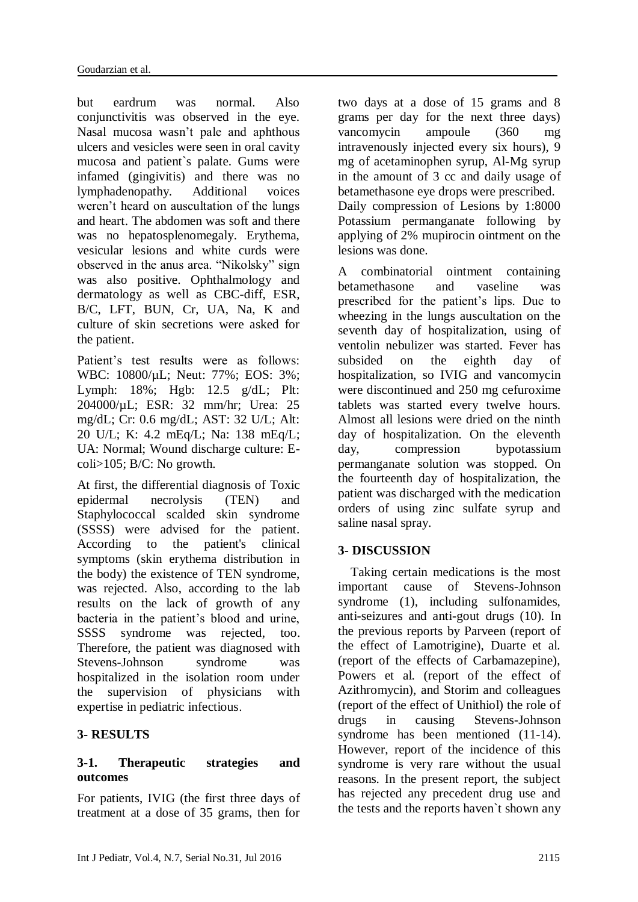but eardrum was normal. Also conjunctivitis was observed in the eye. Nasal mucosa wasn't pale and aphthous ulcers and vesicles were seen in oral cavity mucosa and patient`s palate. Gums were infamed (gingivitis) and there was no lymphadenopathy. Additional voices weren't heard on auscultation of the lungs and heart. The abdomen was soft and there was no hepatosplenomegaly. Erythema, vesicular lesions and white curds were observed in the anus area. "Nikolsky" sign was also positive. Ophthalmology and dermatology as well as CBC-diff, ESR, B/C, LFT, BUN, Cr, UA, Na, K and culture of skin secretions were asked for the patient.

Patient's test results were as follows: WBC: 10800/µL; Neut: 77%; EOS: 3%; Lymph: 18%; Hgb: 12.5 g/dL; Plt: 204000/µL; ESR: 32 mm/hr; Urea: 25 mg/dL; Cr: 0.6 mg/dL; AST: 32 U/L; Alt: 20 U/L; K: 4.2 mEq/L; Na: 138 mEq/L; UA: Normal; Wound discharge culture: E-coli>105; B/C: No growth.

At first, the differential diagnosis of Toxic epidermal necrolysis (TEN) and Staphylococcal scalded skin syndrome (SSSS) were advised for the patient. According to the patient's clinical symptoms (skin erythema distribution in the body) the existence of TEN syndrome, was rejected. Also, according to the lab results on the lack of growth of any bacteria in the patient's blood and urine, SSSS syndrome was rejected, too. Therefore, the patient was diagnosed with Stevens-Johnson syndrome was hospitalized in the isolation room under the supervision of physicians with expertise in pediatric infectious.

## 3- RESULTS

### 3-1. Therapeutic strategies and outcomes

For patients, IVIG (the first three days of treatment at a dose of 35 grams, then for two days at a dose of 15 grams and 8 grams per day for the next three days) vancomycin ampoule (360 mg intravenously injected every six hours), 9 mg of acetaminophen syrup, Al-Mg syrup in the amount of 3 cc and daily usage of betamethasone eye drops were prescribed. Daily compression of Lesions by 1:8000 Potassium permanganate following by applying of 2% mupirocin ointment on the lesions was done.

A combinatorial ointment containing betamethasone and vaseline was prescribed for the patient's lips. Due to wheezing in the lungs auscultation on the seventh day of hospitalization, using of ventolin nebulizer was started. Fever has subsided on the eighth day of hospitalization, so IVIG and vancomycin were discontinued and 250 mg cefuroxime tablets was started every twelve hours. Almost all lesions were dried on the ninth day of hospitalization. On the eleventh day, compression bypotassium permanganate solution was stopped. On the fourteenth day of hospitalization, the patient was discharged with the medication orders of using zinc sulfate syrup and saline nasal spray.

## 3- DISCUSSION

Taking certain medications is the most important cause of Stevens-Johnson syndrome (1), including sulfonamides, anti-seizures and anti-gout drugs (10). In the previous reports by Parveen (report of the effect of Lamotrigine), Duarte et al. (report of the effects of Carbamazepine), Powers et al. (report of the effect of Azithromycin), and Storim and colleagues (report of the effect of Unithiol) the role of drugs in causing Stevens-Johnson syndrome has been mentioned (11-14). However, report of the incidence of this syndrome is very rare without the usual reasons. In the present report, the subject has rejected any precedent drug use and the tests and the reports haven`t shown any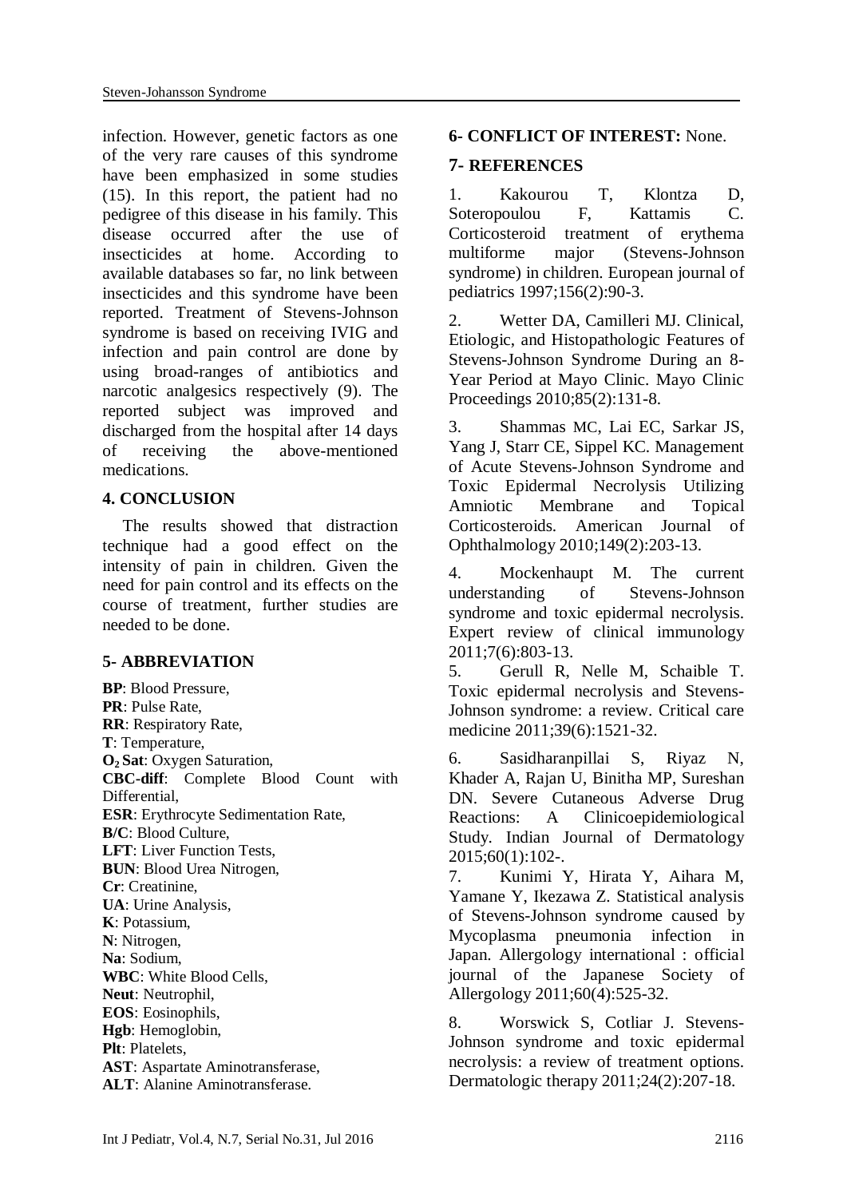infection. However, genetic factors as one of the very rare causes of this syndrome have been emphasized in some studies (15). In this report, the patient had no pedigree of this disease in his family. This disease occurred after the use of insecticides at home. According to available databases so far, no link between insecticides and this syndrome have been reported. Treatment of Stevens-Johnson syndrome is based on receiving IVIG and infection and pain control are done by using broad-ranges of antibiotics and narcotic analgesics respectively (9). The reported subject was improved and discharged from the hospital after 14 days of receiving the above-mentioned medications.

## 4. CONCLUSION

The results showed that distraction technique had a good effect on the intensity of pain in children. Given the need for pain control and its effects on the course of treatment, further studies are needed to be done.

## 5- ABBREVIATION

**BP**: Blood Pressure,
**PR**: Pulse Rate,
**RR**: Respiratory Rate,
**T**: Temperature,
**$O_2$ Sat**: Oxygen Saturation,
**CBC-diff**: Complete Blood Count with Differential,
**ESR**: Erythrocyte Sedimentation Rate,
**B/C**: Blood Culture,
**LFT**: Liver Function Tests,
**BUN**: Blood Urea Nitrogen,
**Cr**: Creatinine,
**UA**: Urine Analysis,
**K**: Potassium,
**N**: Nitrogen,
**Na**: Sodium,
**WBC**: White Blood Cells,
**Neut**: Neutrophil,
**EOS**: Eosinophils,
**Hgb**: Hemoglobin,
**Plt**: Platelets,
**AST**: Aspartate Aminotransferase,
**ALT**: Alanine Aminotransferase.

## 6- CONFLICT OF INTEREST: None.

## 7- REFERENCES

1. Kakourou T, Klontza D, Soteropoulou F, Kattamis C. Corticosteroid treatment of erythema multiforme major (Stevens-Johnson syndrome) in children. European journal of pediatrics 1997;156(2):90-3.

2. Wetter DA, Camilleri MJ. Clinical, Etiologic, and Histopathologic Features of Stevens-Johnson Syndrome During an 8-Year Period at Mayo Clinic. Mayo Clinic Proceedings 2010;85(2):131-8.

3. Shammas MC, Lai EC, Sarkar JS, Yang J, Starr CE, Sippel KC. Management of Acute Stevens-Johnson Syndrome and Toxic Epidermal Necrolysis Utilizing Amniotic Membrane and Topical Corticosteroids. American Journal of Ophthalmology 2010;149(2):203-13.

4. Mockenhaupt M. The current understanding of Stevens-Johnson syndrome and toxic epidermal necrolysis. Expert review of clinical immunology 2011;7(6):803-13.

5. Gerull R, Nelle M, Schaible T. Toxic epidermal necrolysis and Stevens-Johnson syndrome: a review. Critical care medicine 2011;39(6):1521-32.

6. Sasidharanpillai S, Riyaz N, Khader A, Rajan U, Binitha MP, Sureshan DN. Severe Cutaneous Adverse Drug Reactions: A Clinicoepidemiological Study. Indian Journal of Dermatology 2015;60(1):102-.

7. Kunimi Y, Hirata Y, Aihara M, Yamane Y, Ikezawa Z. Statistical analysis of Stevens-Johnson syndrome caused by Mycoplasma pneumonia infection in Japan. Allergology international : official journal of the Japanese Society of Allergology 2011;60(4):525-32.

8. Worswick S, Cotliar J. Stevens-Johnson syndrome and toxic epidermal necrolysis: a review of treatment options. Dermatologic therapy 2011;24(2):207-18.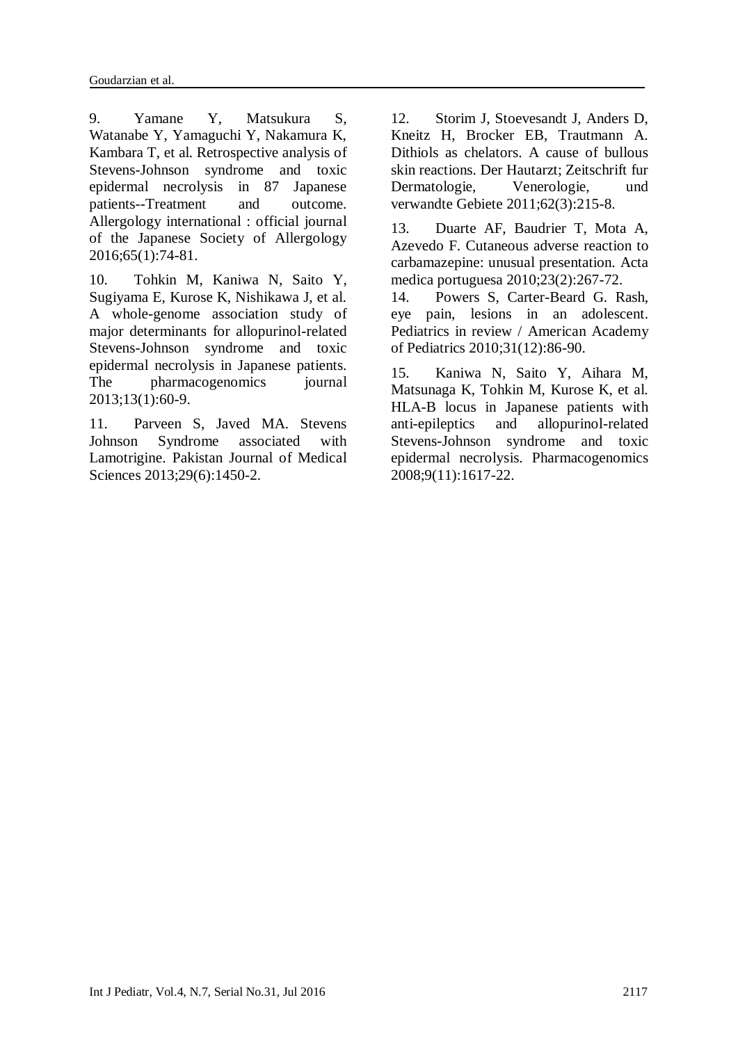9. Yamane Y, Matsukura S, Watanabe Y, Yamaguchi Y, Nakamura K, Kambara T, et al. Retrospective analysis of Stevens-Johnson syndrome and toxic epidermal necrolysis in 87 Japanese patients--Treatment and outcome. Allergology international : official journal of the Japanese Society of Allergology 2016;65(1):74-81.

10. Tohkin M, Kaniwa N, Saito Y, Sugiyama E, Kurose K, Nishikawa J, et al. A whole-genome association study of major determinants for allopurinol-related Stevens-Johnson syndrome and toxic epidermal necrolysis in Japanese patients. The pharmacogenomics journal 2013;13(1):60-9.

11. Parveen S, Javed MA. Stevens Johnson Syndrome associated with Lamotrigine. Pakistan Journal of Medical Sciences 2013;29(6):1450-2.

12. Storim J, Stoevesandt J, Anders D, Kneitz H, Brocker EB, Trautmann A. Dithiols as chelators. A cause of bullous skin reactions. Der Hautarzt; Zeitschrift fur Dermatologie, Venerologie, und verwandte Gebiete 2011;62(3):215-8.

13. Duarte AF, Baudrier T, Mota A, Azevedo F. Cutaneous adverse reaction to carbamazepine: unusual presentation. Acta medica portuguesa 2010;23(2):267-72.

14. Powers S, Carter-Beard G. Rash, eye pain, lesions in an adolescent. Pediatrics in review / American Academy of Pediatrics 2010;31(12):86-90.

15. Kaniwa N, Saito Y, Aihara M, Matsunaga K, Tohkin M, Kurose K, et al. HLA-B locus in Japanese patients with anti-epileptics and allopurinol-related Stevens-Johnson syndrome and toxic epidermal necrolysis. Pharmacogenomics 2008;9(11):1617-22.